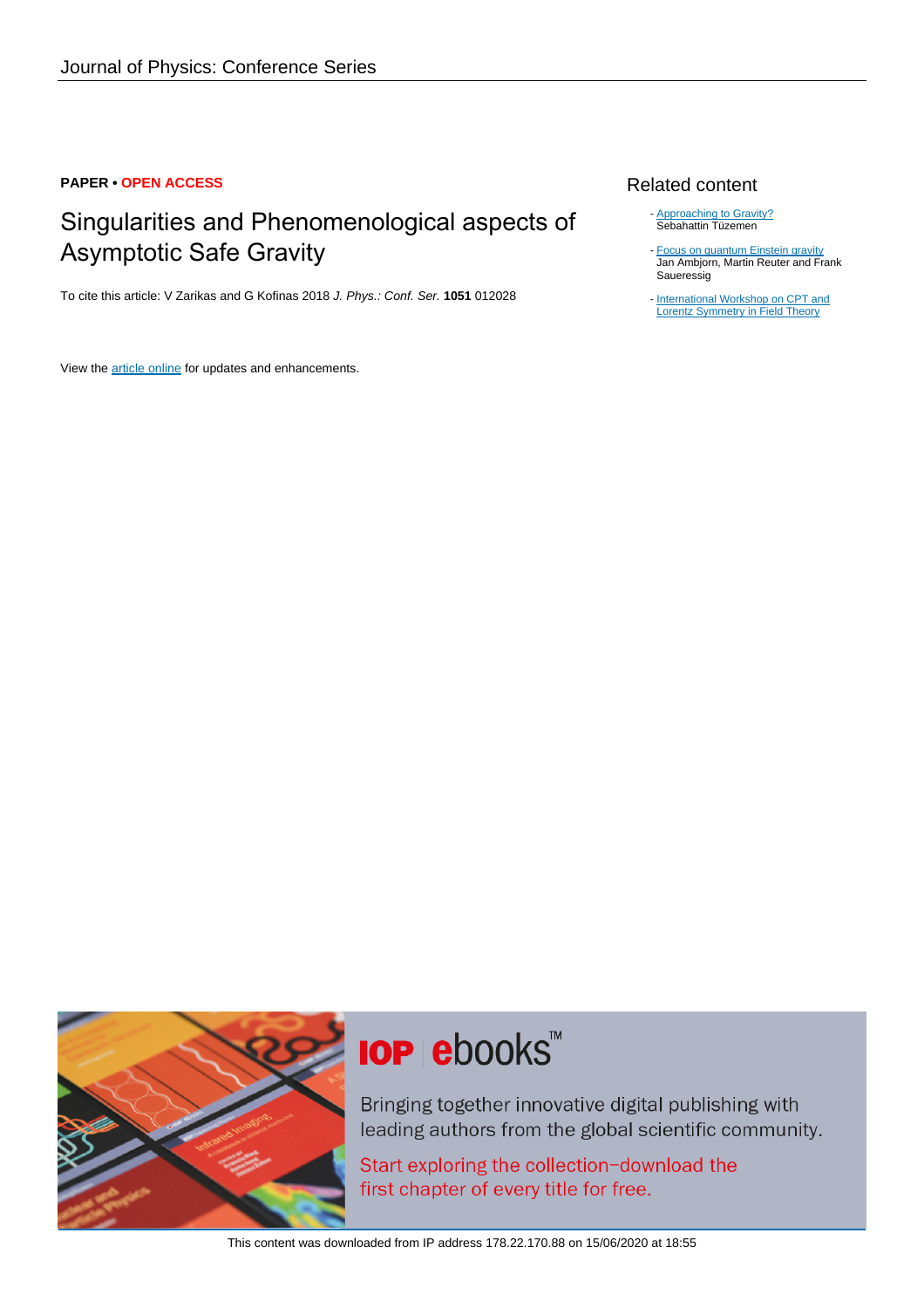Journal of Physics: Conference Series

**PAPER • OPEN ACCESS**

# Singularities and Phenomenological aspects of Asymptotic Safe Gravity

To cite this article: V Zarikas and G Kofinas 2018 *J. Phys.: Conf. Ser.* **1051** 012028

View the article online for updates and enhancements.

## Related content

- Approaching to Gravity?
Sebahattin Tüzemen

- Focus on quantum Einstein gravity
Jan Ambjorn, Martin Reuter and Frank Saueressig

- International Workshop on CPT and Lorentz Symmetry in Field Theory

IOP ebooks™

Bringing together innovative digital publishing with leading authors from the global scientific community.

Start exploring the collection–download the first chapter of every title for free.

This content was downloaded from IP address 178.22.170.88 on 15/06/2020 at 18:55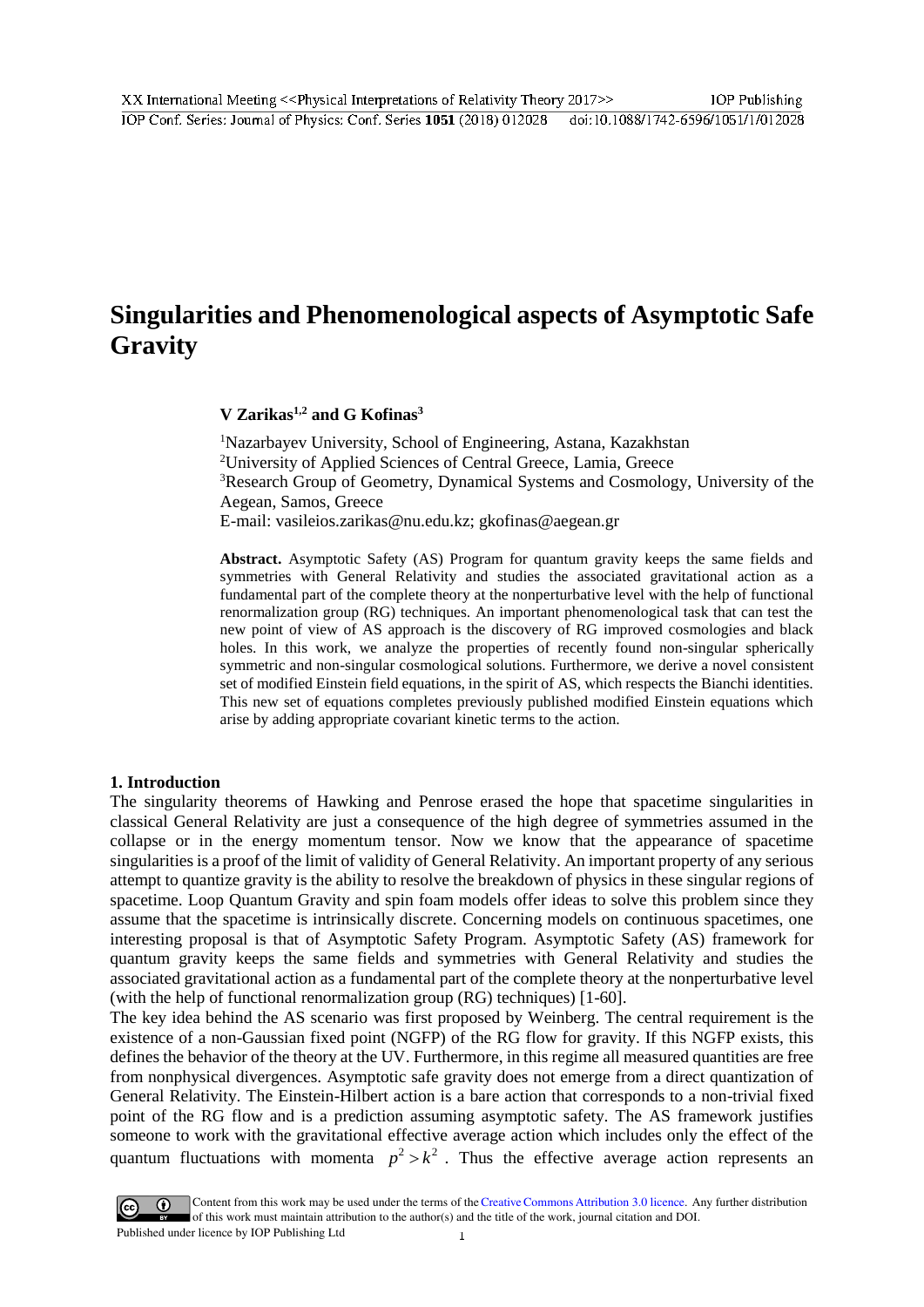# Singularities and Phenomenological aspects of Asymptotic Safe Gravity

**V Zarikas[1,2] and G Kofinas[3]**

[1]Nazarbayev University, School of Engineering, Astana, Kazakhstan
[2]University of Applied Sciences of Central Greece, Lamia, Greece
[3]Research Group of Geometry, Dynamical Systems and Cosmology, University of the Aegean, Samos, Greece
E-mail: vasileios.zarikas@nu.edu.kz; gkofinas@aegean.gr

**Abstract.** Asymptotic Safety (AS) Program for quantum gravity keeps the same fields and symmetries with General Relativity and studies the associated gravitational action as a fundamental part of the complete theory at the nonperturbative level with the help of functional renormalization group (RG) techniques. An important phenomenological task that can test the new point of view of AS approach is the discovery of RG improved cosmologies and black holes. In this work, we analyze the properties of recently found non-singular spherically symmetric and non-singular cosmological solutions. Furthermore, we derive a novel consistent set of modified Einstein field equations, in the spirit of AS, which respects the Bianchi identities. This new set of equations completes previously published modified Einstein equations which arise by adding appropriate covariant kinetic terms to the action.

## 1. Introduction

The singularity theorems of Hawking and Penrose erased the hope that spacetime singularities in classical General Relativity are just a consequence of the high degree of symmetries assumed in the collapse or in the energy momentum tensor. Now we know that the appearance of spacetime singularities is a proof of the limit of validity of General Relativity. An important property of any serious attempt to quantize gravity is the ability to resolve the breakdown of physics in these singular regions of spacetime. Loop Quantum Gravity and spin foam models offer ideas to solve this problem since they assume that the spacetime is intrinsically discrete. Concerning models on continuous spacetimes, one interesting proposal is that of Asymptotic Safety Program. Asymptotic Safety (AS) framework for quantum gravity keeps the same fields and symmetries with General Relativity and studies the associated gravitational action as a fundamental part of the complete theory at the nonperturbative level (with the help of functional renormalization group (RG) techniques) [1-60].

The key idea behind the AS scenario was first proposed by Weinberg. The central requirement is the existence of a non-Gaussian fixed point (NGFP) of the RG flow for gravity. If this NGFP exists, this defines the behavior of the theory at the UV. Furthermore, in this regime all measured quantities are free from nonphysical divergences. Asymptotic safe gravity does not emerge from a direct quantization of General Relativity. The Einstein-Hilbert action is a bare action that corresponds to a non-trivial fixed point of the RG flow and is a prediction assuming asymptotic safety. The AS framework justifies someone to work with the gravitational effective average action which includes only the effect of the quantum fluctuations with momenta $p^2 > k^2$. Thus the effective average action represents an

Content from this work may be used under the terms of the Creative Commons Attribution 3.0 licence. Any further distribution of this work must maintain attribution to the author(s) and the title of the work, journal citation and DOI.
Published under licence by IOP Publishing Ltd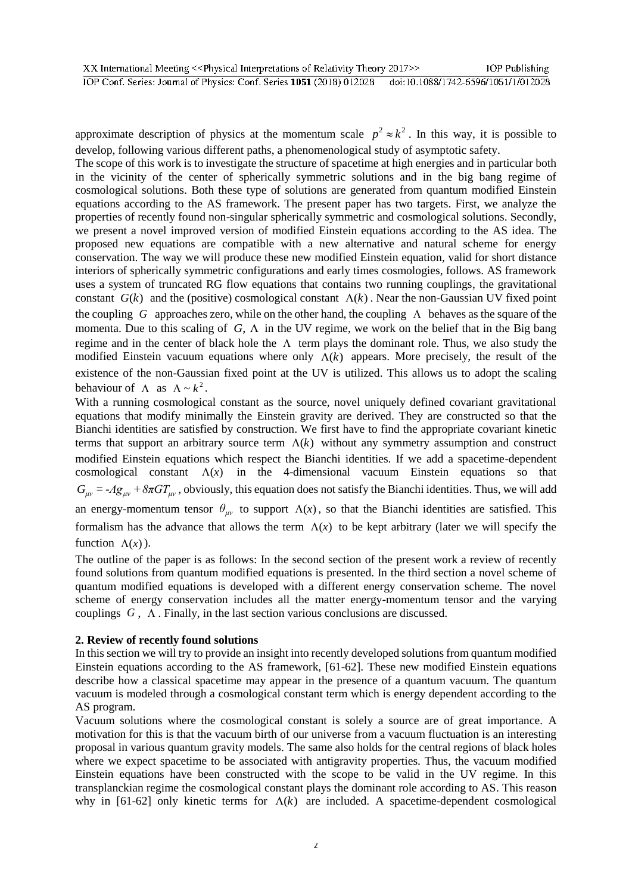approximate description of physics at the momentum scale $p^2 \approx k^2$. In this way, it is possible to develop, following various different paths, a phenomenological study of asymptotic safety.

The scope of this work is to investigate the structure of spacetime at high energies and in particular both in the vicinity of the center of spherically symmetric solutions and in the big bang regime of cosmological solutions. Both these type of solutions are generated from quantum modified Einstein equations according to the AS framework. The present paper has two targets. First, we analyze the properties of recently found non-singular spherically symmetric and cosmological solutions. Secondly, we present a novel improved version of modified Einstein equations according to the AS idea. The proposed new equations are compatible with a new alternative and natural scheme for energy conservation. The way we will produce these new modified Einstein equation, valid for short distance interiors of spherically symmetric configurations and early times cosmologies, follows. AS framework uses a system of truncated RG flow equations that contains two running couplings, the gravitational constant $G(k)$ and the (positive) cosmological constant $\Lambda(k)$. Near the non-Gaussian UV fixed point the coupling $G$ approaches zero, while on the other hand, the coupling $\Lambda$ behaves as the square of the momenta. Due to this scaling of $G$, $\Lambda$ in the UV regime, we work on the belief that in the Big bang regime and in the center of black hole the $\Lambda$ term plays the dominant role. Thus, we also study the modified Einstein vacuum equations where only $\Lambda(k)$ appears. More precisely, the result of the existence of the non-Gaussian fixed point at the UV is utilized. This allows us to adopt the scaling behaviour of $\Lambda$ as $\Lambda \sim k^2$.

With a running cosmological constant as the source, novel uniquely defined covariant gravitational equations that modify minimally the Einstein gravity are derived. They are constructed so that the Bianchi identities are satisfied by construction. We first have to find the appropriate covariant kinetic terms that support an arbitrary source term $\Lambda(k)$ without any symmetry assumption and construct modified Einstein equations which respect the Bianchi identities. If we add a spacetime-dependent cosmological constant $\Lambda(x)$ in the 4-dimensional vacuum Einstein equations so that $G_{\mu\nu} = -\Lambda g_{\mu\nu} + 8\pi G T_{\mu\nu}$, obviously, this equation does not satisfy the Bianchi identities. Thus, we will add an energy-momentum tensor $\theta_{\mu\nu}$ to support $\Lambda(x)$, so that the Bianchi identities are satisfied. This formalism has the advance that allows the term $\Lambda(x)$ to be kept arbitrary (later we will specify the function $\Lambda(x)$).

The outline of the paper is as follows: In the second section of the present work a review of recently found solutions from quantum modified equations is presented. In the third section a novel scheme of quantum modified equations is developed with a different energy conservation scheme. The novel scheme of energy conservation includes all the matter energy-momentum tensor and the varying couplings $G$, $\Lambda$. Finally, in the last section various conclusions are discussed.

## 2. Review of recently found solutions

In this section we will try to provide an insight into recently developed solutions from quantum modified Einstein equations according to the AS framework, [61-62]. These new modified Einstein equations describe how a classical spacetime may appear in the presence of a quantum vacuum. The quantum vacuum is modeled through a cosmological constant term which is energy dependent according to the AS program.

Vacuum solutions where the cosmological constant is solely a source are of great importance. A motivation for this is that the vacuum birth of our universe from a vacuum fluctuation is an interesting proposal in various quantum gravity models. The same also holds for the central regions of black holes where we expect spacetime to be associated with antigravity properties. Thus, the vacuum modified Einstein equations have been constructed with the scope to be valid in the UV regime. In this transplanckian regime the cosmological constant plays the dominant role according to AS. This reason why in [61-62] only kinetic terms for $\Lambda(k)$ are included. A spacetime-dependent cosmological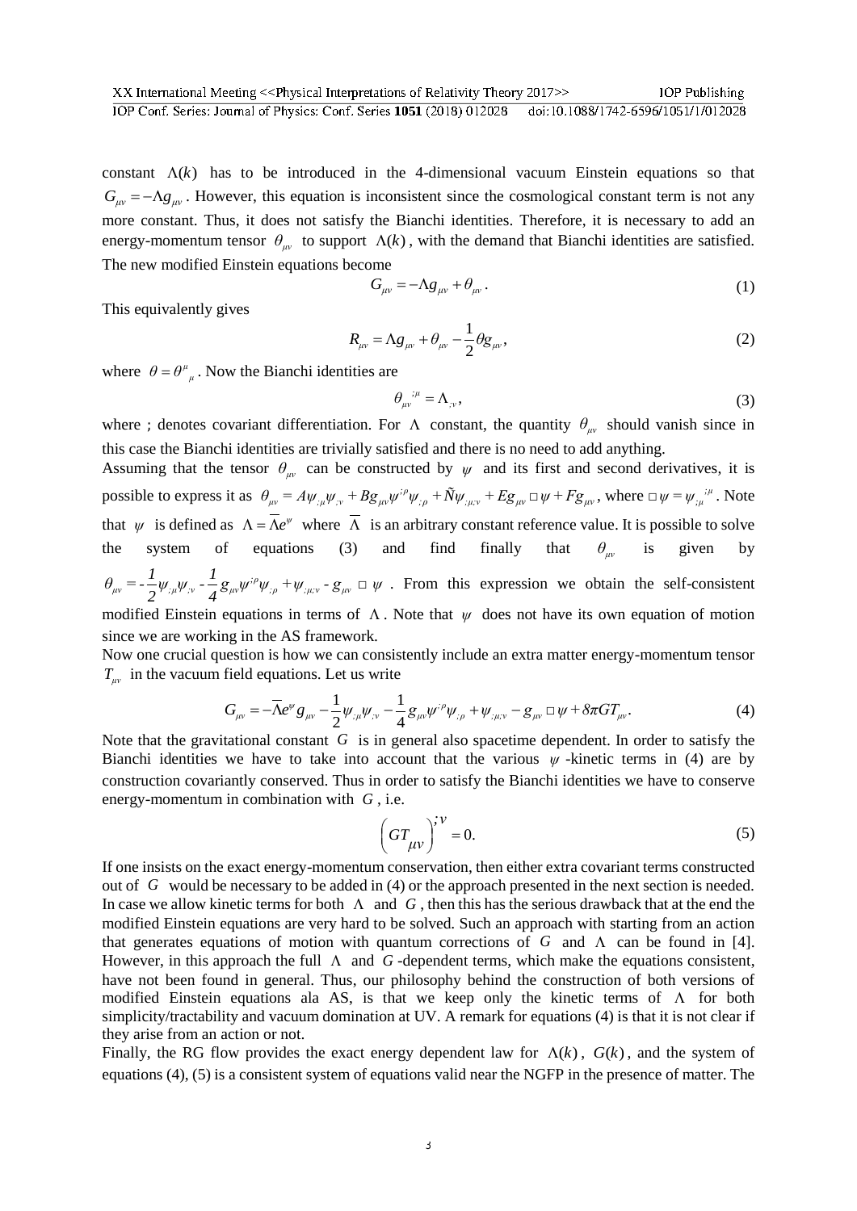constant $\Lambda(k)$ has to be introduced in the 4-dimensional vacuum Einstein equations so that $G_{\mu\nu} = -\Lambda g_{\mu\nu}$. However, this equation is inconsistent since the cosmological constant term is not any more constant. Thus, it does not satisfy the Bianchi identities. Therefore, it is necessary to add an energy-momentum tensor $\theta_{\mu\nu}$ to support $\Lambda(k)$, with the demand that Bianchi identities are satisfied. The new modified Einstein equations become

$$G_{\mu\nu} = -\Lambda g_{\mu\nu} + \theta_{\mu\nu}. \tag{1}$$

This equivalently gives

$$R_{\mu\nu} = \Lambda g_{\mu\nu} + \theta_{\mu\nu} - \frac{1}{2}\theta g_{\mu\nu}, \tag{2}$$

where $\theta = \theta^{\mu}{}_{\mu}$. Now the Bianchi identities are

$$\theta_{\mu\nu}{}^{;\mu} = \Lambda_{;\nu}, \tag{3}$$

where ; denotes covariant differentiation. For $\Lambda$ constant, the quantity $\theta_{\mu\nu}$ should vanish since in this case the Bianchi identities are trivially satisfied and there is no need to add anything.

Assuming that the tensor $\theta_{\mu\nu}$ can be constructed by $\psi$ and its first and second derivatives, it is possible to express it as $\theta_{\mu\nu} = A\psi_{;\mu}\psi_{;\nu} + Bg_{\mu\nu}\psi^{;\rho}\psi_{;\rho} + \tilde{N}\psi_{;\mu;\nu} + Eg_{\mu\nu}\Box\psi + Fg_{\mu\nu}$, where $\Box\psi = \psi_{;\mu}{}^{;\mu}$. Note that $\psi$ is defined as $\Lambda = \bar{\Lambda}e^{\psi}$ where $\bar{\Lambda}$ is an arbitrary constant reference value. It is possible to solve the system of equations (3) and find finally that $\theta_{\mu\nu}$ is given by $\theta_{\mu\nu} = -\frac{1}{2}\psi_{;\mu}\psi_{;\nu} - \frac{1}{4}g_{\mu\nu}\psi^{;\rho}\psi_{;\rho} + \psi_{;\mu;\nu} - g_{\mu\nu}\Box\psi$. From this expression we obtain the self-consistent modified Einstein equations in terms of $\Lambda$. Note that $\psi$ does not have its own equation of motion since we are working in the AS framework.

Now one crucial question is how we can consistently include an extra matter energy-momentum tensor $T_{\mu\nu}$ in the vacuum field equations. Let us write

$$G_{\mu\nu} = -\bar{\Lambda}e^{\psi}g_{\mu\nu} - \frac{1}{2}\psi_{;\mu}\psi_{;\nu} - \frac{1}{4}g_{\mu\nu}\psi^{;\rho}\psi_{;\rho} + \psi_{;\mu;\nu} - g_{\mu\nu}\Box\psi + 8\pi GT_{\mu\nu}. \tag{4}$$

Note that the gravitational constant $G$ is in general also spacetime dependent. In order to satisfy the Bianchi identities we have to take into account that the various $\psi$-kinetic terms in (4) are by construction covariantly conserved. Thus in order to satisfy the Bianchi identities we have to conserve energy-momentum in combination with $G$, i.e.

$$\left(GT_{\mu\nu}\right)^{;\nu} = 0. \tag{5}$$

If one insists on the exact energy-momentum conservation, then either extra covariant terms constructed out of $G$ would be necessary to be added in (4) or the approach presented in the next section is needed. In case we allow kinetic terms for both $\Lambda$ and $G$, then this has the serious drawback that at the end the modified Einstein equations are very hard to be solved. Such an approach with starting from an action that generates equations of motion with quantum corrections of $G$ and $\Lambda$ can be found in [4]. However, in this approach the full $\Lambda$ and $G$-dependent terms, which make the equations consistent, have not been found in general. Thus, our philosophy behind the construction of both versions of modified Einstein equations ala AS, is that we keep only the kinetic terms of $\Lambda$ for both simplicity/tractability and vacuum domination at UV. A remark for equations (4) is that it is not clear if they arise from an action or not.

Finally, the RG flow provides the exact energy dependent law for $\Lambda(k)$, $G(k)$, and the system of equations (4), (5) is a consistent system of equations valid near the NGFP in the presence of matter. The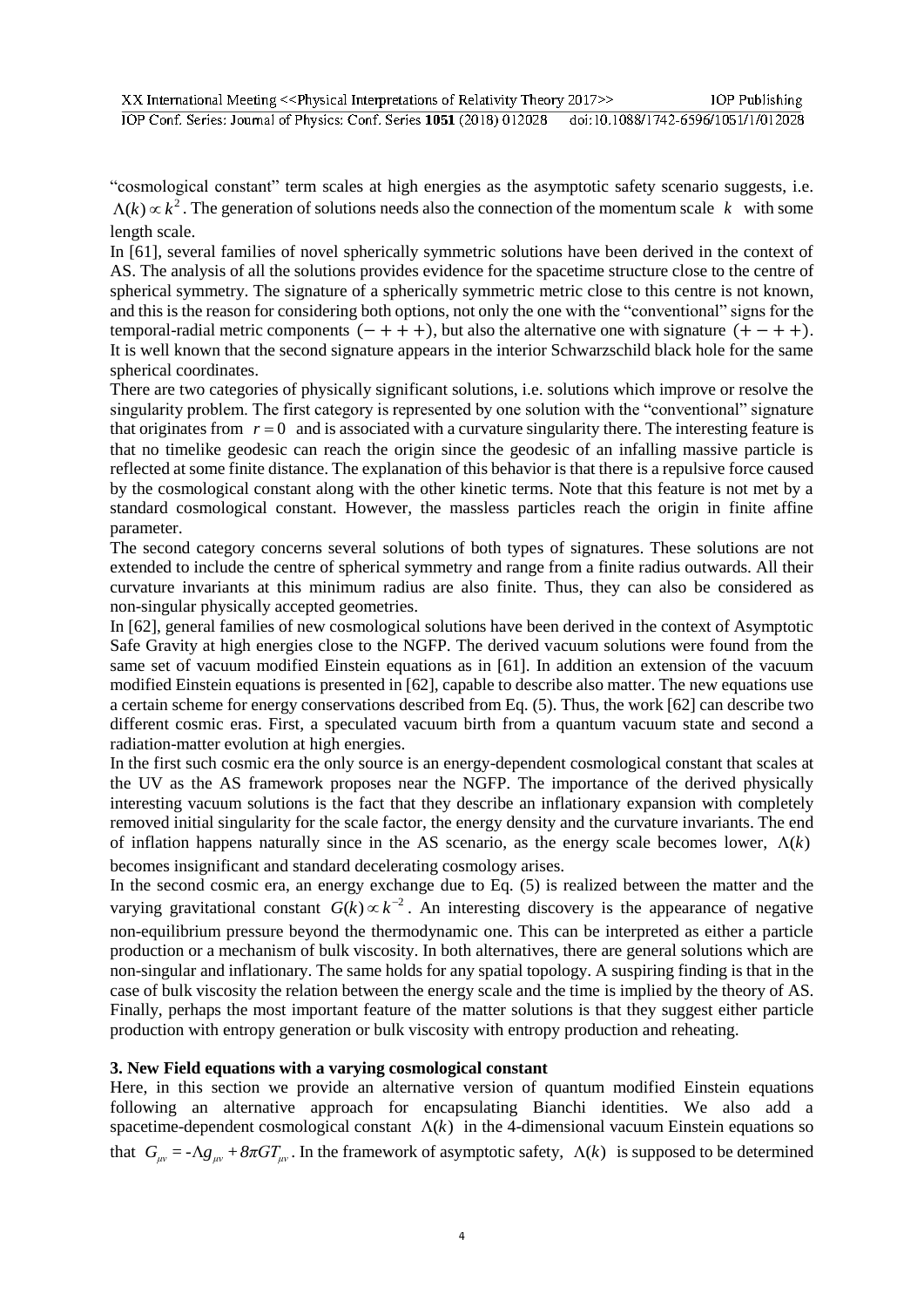"cosmological constant" term scales at high energies as the asymptotic safety scenario suggests, i.e. $\Lambda(k) \propto k^2$. The generation of solutions needs also the connection of the momentum scale $k$ with some length scale.

In [61], several families of novel spherically symmetric solutions have been derived in the context of AS. The analysis of all the solutions provides evidence for the spacetime structure close to the centre of spherical symmetry. The signature of a spherically symmetric metric close to this centre is not known, and this is the reason for considering both options, not only the one with the "conventional" signs for the temporal-radial metric components $(-+++)$, but also the alternative one with signature $(+-++)$. It is well known that the second signature appears in the interior Schwarzschild black hole for the same spherical coordinates.

There are two categories of physically significant solutions, i.e. solutions which improve or resolve the singularity problem. The first category is represented by one solution with the "conventional" signature that originates from $r = 0$ and is associated with a curvature singularity there. The interesting feature is that no timelike geodesic can reach the origin since the geodesic of an infalling massive particle is reflected at some finite distance. The explanation of this behavior is that there is a repulsive force caused by the cosmological constant along with the other kinetic terms. Note that this feature is not met by a standard cosmological constant. However, the massless particles reach the origin in finite affine parameter.

The second category concerns several solutions of both types of signatures. These solutions are not extended to include the centre of spherical symmetry and range from a finite radius outwards. All their curvature invariants at this minimum radius are also finite. Thus, they can also be considered as non-singular physically accepted geometries.

In [62], general families of new cosmological solutions have been derived in the context of Asymptotic Safe Gravity at high energies close to the NGFP. The derived vacuum solutions were found from the same set of vacuum modified Einstein equations as in [61]. In addition an extension of the vacuum modified Einstein equations is presented in [62], capable to describe also matter. The new equations use a certain scheme for energy conservations described from Eq. (5). Thus, the work [62] can describe two different cosmic eras. First, a speculated vacuum birth from a quantum vacuum state and second a radiation-matter evolution at high energies.

In the first such cosmic era the only source is an energy-dependent cosmological constant that scales at the UV as the AS framework proposes near the NGFP. The importance of the derived physically interesting vacuum solutions is the fact that they describe an inflationary expansion with completely removed initial singularity for the scale factor, the energy density and the curvature invariants. The end of inflation happens naturally since in the AS scenario, as the energy scale becomes lower, $\Lambda(k)$ becomes insignificant and standard decelerating cosmology arises.

In the second cosmic era, an energy exchange due to Eq. (5) is realized between the matter and the varying gravitational constant $G(k) \propto k^{-2}$. An interesting discovery is the appearance of negative non-equilibrium pressure beyond the thermodynamic one. This can be interpreted as either a particle production or a mechanism of bulk viscosity. In both alternatives, there are general solutions which are non-singular and inflationary. The same holds for any spatial topology. A suspiring finding is that in the case of bulk viscosity the relation between the energy scale and the time is implied by the theory of AS. Finally, perhaps the most important feature of the matter solutions is that they suggest either particle production with entropy generation or bulk viscosity with entropy production and reheating.

## 3. New Field equations with a varying cosmological constant

Here, in this section we provide an alternative version of quantum modified Einstein equations following an alternative approach for encapsulating Bianchi identities. We also add a spacetime-dependent cosmological constant $\Lambda(k)$ in the 4-dimensional vacuum Einstein equations so that $G_{\mu\nu} = -\Lambda g_{\mu\nu} + 8\pi G T_{\mu\nu}$. In the framework of asymptotic safety, $\Lambda(k)$ is supposed to be determined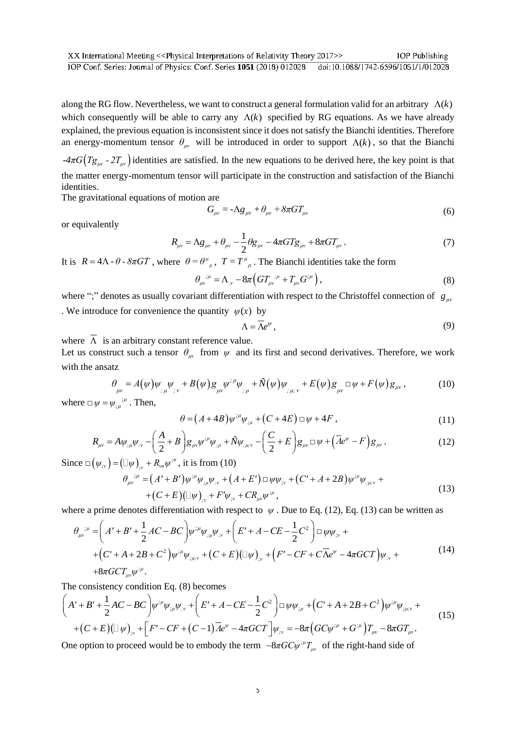along the RG flow. Nevertheless, we want to construct a general formulation valid for an arbitrary $\Lambda(k)$ which consequently will be able to carry any $\Lambda(k)$ specified by RG equations. As we have already explained, the previous equation is inconsistent since it does not satisfy the Bianchi identities. Therefore an energy-momentum tensor $\theta_{\mu\nu}$ will be introduced in order to support $\Lambda(k)$, so that the Bianchi $-4\pi G\left(Tg_{\mu\nu}-2T_{\mu\nu}\right)$ identities are satisfied. In the new equations to be derived here, the key point is that the matter energy-momentum tensor will participate in the construction and satisfaction of the Bianchi identities.

The gravitational equations of motion are

$$G_{\mu\nu}=-\Lambda g_{\mu\nu}+\theta_{\mu\nu}+8\pi GT_{\mu\nu} \tag{6}$$

or equivalently

$$R_{\mu\nu}=\Lambda g_{\mu\nu}+\theta_{\mu\nu}-\frac{1}{2}\theta g_{\mu\nu}-4\pi GTg_{\mu\nu}+8\pi GT_{\mu\nu}. \tag{7}$$

It is $R=4\Lambda-\theta-8\pi GT$, where $\theta=\theta^{\mu}{}_{\mu}$, $T=T^{\mu}{}_{\mu}$. The Bianchi identities take the form

$$\theta_{\mu\nu}{}^{;\mu}=\Lambda_{;\nu}-8\pi\left(GT_{\mu\nu}{}^{;\mu}+T_{\mu\nu}G^{;\mu}\right), \tag{8}$$

where ";" denotes as usually covariant differentiation with respect to the Christoffel connection of $g_{\mu\nu}$. We introduce for convenience the quantity $\psi(x)$ by

$$\Lambda=\bar{\Lambda}e^{\psi}, \tag{9}$$

where $\bar{\Lambda}$ is an arbitrary constant reference value.

Let us construct such a tensor $\theta_{\mu\nu}$ from $\psi$ and its first and second derivatives. Therefore, we work with the ansatz

$$\theta_{\mu\nu}=A(\psi)\psi_{;\mu}\psi_{;\nu}+B(\psi)g_{\mu\nu}\psi^{;\rho}\psi_{;\rho}+\tilde{N}(\psi)\psi_{;\mu;\nu}+E(\psi)g_{\mu\nu}\Box\psi+F(\psi)g_{\mu\nu}, \tag{10}$$

where $\Box\psi=\psi_{;\mu}{}^{;\mu}$. Then,

$$\theta=(A+4B)\psi^{;\mu}\psi_{;\mu}+(C+4E)\Box\psi+4F, \tag{11}$$

$$R_{\mu\nu}=A\psi_{;\mu}\psi_{;\nu}-\left(\frac{A}{2}+B\right)g_{\mu\nu}\psi^{;\rho}\psi_{;\rho}+\tilde{N}\psi_{;\mu;\nu}-\left(\frac{C}{2}+E\right)g_{\mu\nu}\Box\psi+\left(\bar{\Lambda}e^{\psi}-F\right)g_{\mu\nu}. \tag{12}$$

Since $\Box\left(\psi_{;\nu}\right)=\left(\Box\psi\right)_{;\nu}+R_{\nu\sigma}\psi^{;\sigma}$, it is from (10)

$$\begin{aligned}\theta_{\mu\nu}{}^{;\mu}=&\left(A'+B'\right)\psi^{;\mu}\psi_{;\mu}\psi_{;\nu}+\left(A+E'\right)\Box\psi\psi_{;\nu}+\left(C'+A+2B\right)\psi^{;\mu}\psi_{;\mu;\nu}+\\&+\left(C+E\right)\left(\Box\psi\right)_{;\nu}+F'\psi_{;\nu}+CR_{\mu\nu}\psi^{;\mu},\end{aligned} \tag{13}$$

where a prime denotes differentiation with respect to $\psi$. Due to Eq. (12), Eq. (13) can be written as

$$\begin{aligned}\theta_{\mu\nu}{}^{;\mu}=&\left(A'+B'+\frac{1}{2}AC-BC\right)\psi^{;\mu}\psi_{;\mu}\psi_{;\nu}+\left(E'+A-CE-\frac{1}{2}C^{2}\right)\Box\psi\psi_{;\nu}+\\&+\left(C'+A+2B+C^{2}\right)\psi^{;\mu}\psi_{;\mu;\nu}+\left(C+E\right)\left(\Box\psi\right)_{;\nu}+\left(F'-CF+C\bar{\Lambda}e^{\psi}-4\pi GCT\right)\psi_{;\nu}+\\&+8\pi GCT_{\mu\nu}\psi^{;\mu}.\end{aligned} \tag{14}$$

The consistency condition Eq. (8) becomes

$$\begin{aligned}&\left(A'+B'+\frac{1}{2}AC-BC\right)\psi^{;\mu}\psi_{;\mu}\psi_{;\nu}+\left(E'+A-CE-\frac{1}{2}C^{2}\right)\Box\psi\psi_{;\mu}+\left(C'+A+2B+C^{2}\right)\psi^{;\mu}\psi_{;\mu;\nu}+\\&+\left(C+E\right)\left(\Box\psi\right)_{;\nu}+\left[F'-CF+\left(C-1\right)\bar{\Lambda}e^{\psi}-4\pi GCT\right]\psi_{;\nu}=-8\pi\left(GC\psi^{;\mu}+G^{;\mu}\right)T_{\mu\nu}-8\pi GT_{\mu\nu}.\end{aligned} \tag{15}$$

One option to proceed would be to embody the term $-8\pi GC\psi^{;\mu}T_{\mu\nu}$ of the right-hand side of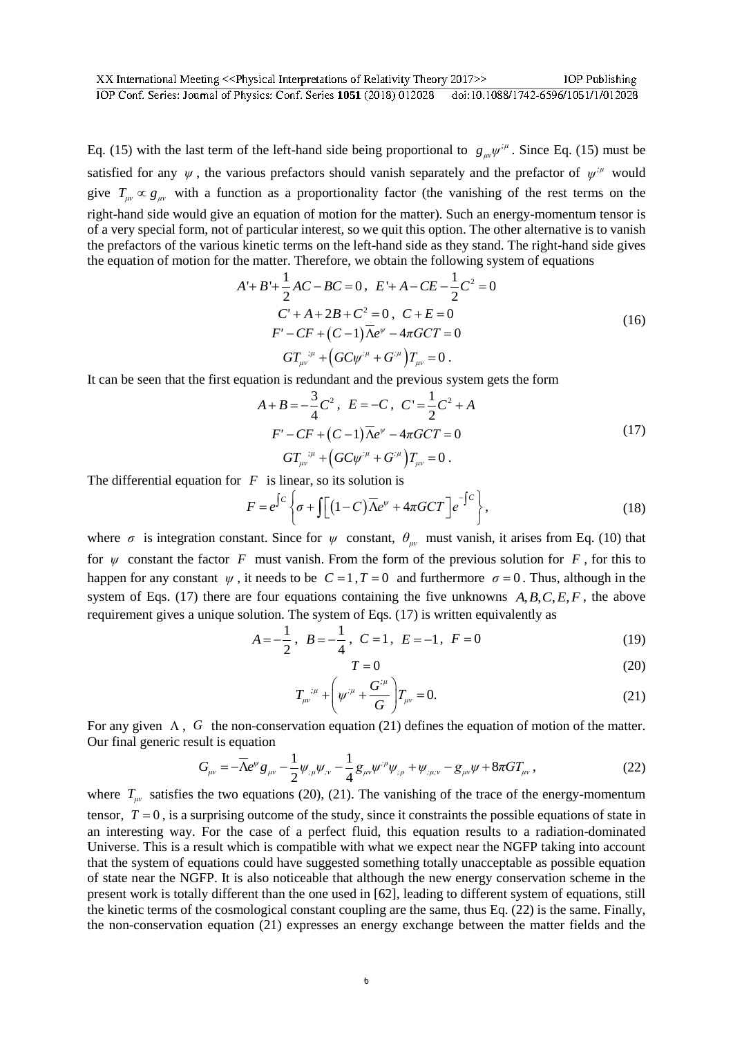Eq. (15) with the last term of the left-hand side being proportional to $g_{\mu\nu}\psi^{;\mu}$. Since Eq. (15) must be satisfied for any $\psi$, the various prefactors should vanish separately and the prefactor of $\psi^{;\mu}$ would give $T_{\mu\nu} \propto g_{\mu\nu}$ with a function as a proportionality factor (the vanishing of the rest terms on the right-hand side would give an equation of motion for the matter). Such an energy-momentum tensor is of a very special form, not of particular interest, so we quit this option. The other alternative is to vanish the prefactors of the various kinetic terms on the left-hand side as they stand. The right-hand side gives the equation of motion for the matter. Therefore, we obtain the following system of equations

$$
\begin{gathered}
A' + B' + \frac{1}{2}AC - BC = 0\,, \;\; E' + A - CE - \frac{1}{2}C^2 = 0 \\
C' + A + 2B + C^2 = 0\,, \;\; C + E = 0 \\
F' - CF + (C-1)\bar{\Lambda}e^{\psi} - 4\pi GCT = 0 \\
GT_{\mu\nu}{}^{;\mu} + \left(GC\psi^{;\mu} + G^{;\mu}\right)T_{\mu\nu} = 0\,.
\end{gathered} \tag{16}
$$

It can be seen that the first equation is redundant and the previous system gets the form

$$
\begin{gathered}
A + B = -\frac{3}{4}C^2\,, \;\; E = -C\,, \;\; C' = \frac{1}{2}C^2 + A \\
F' - CF + (C-1)\bar{\Lambda}e^{\psi} - 4\pi GCT = 0 \\
GT_{\mu\nu}{}^{;\mu} + \left(GC\psi^{;\mu} + G^{;\mu}\right)T_{\mu\nu} = 0\,.
\end{gathered} \tag{17}
$$

The differential equation for $F$ is linear, so its solution is

$$
F = e^{\int C}\left\{\sigma + \int\left[(1-C)\bar{\Lambda}e^{\psi} + 4\pi GCT\right]e^{-\int C}\right\}, \tag{18}
$$

where $\sigma$ is integration constant. Since for $\psi$ constant, $\theta_{\mu\nu}$ must vanish, it arises from Eq. (10) that for $\psi$ constant the factor $F$ must vanish. From the form of the previous solution for $F$, for this to happen for any constant $\psi$, it needs to be $C=1, T=0$ and furthermore $\sigma = 0$. Thus, although in the system of Eqs. (17) there are four equations containing the five unknowns $A,B,C,E,F$, the above requirement gives a unique solution. The system of Eqs. (17) is written equivalently as

$$
A = -\frac{1}{2}\,, \;\; B = -\frac{1}{4}\,, \;\; C = 1\,, \;\; E = -1\,, \;\; F = 0 \tag{19}
$$

$$
T = 0 \tag{20}
$$

$$
T_{\mu\nu}{}^{;\mu} + \left(\psi^{;\mu} + \frac{G^{;\mu}}{G}\right)T_{\mu\nu} = 0. \tag{21}
$$

For any given $\Lambda$, $G$ the non-conservation equation (21) defines the equation of motion of the matter. Our final generic result is equation

$$
G_{\mu\nu} = -\bar{\Lambda}e^{\psi}g_{\mu\nu} - \frac{1}{2}\psi_{;\mu}\psi_{;\nu} - \frac{1}{4}g_{\mu\nu}\psi^{;\rho}\psi_{;\rho} + \psi_{;\mu;\nu} - g_{\mu\nu}\psi + 8\pi GT_{\mu\nu}\,, \tag{22}
$$

where $T_{\mu\nu}$ satisfies the two equations (20), (21). The vanishing of the trace of the energy-momentum tensor, $T=0$, is a surprising outcome of the study, since it constraints the possible equations of state in an interesting way. For the case of a perfect fluid, this equation results to a radiation-dominated Universe. This is a result which is compatible with what we expect near the NGFP taking into account that the system of equations could have suggested something totally unacceptable as possible equation of state near the NGFP. It is also noticeable that although the new energy conservation scheme in the present work is totally different than the one used in [62], leading to different system of equations, still the kinetic terms of the cosmological constant coupling are the same, thus Eq. (22) is the same. Finally, the non-conservation equation (21) expresses an energy exchange between the matter fields and the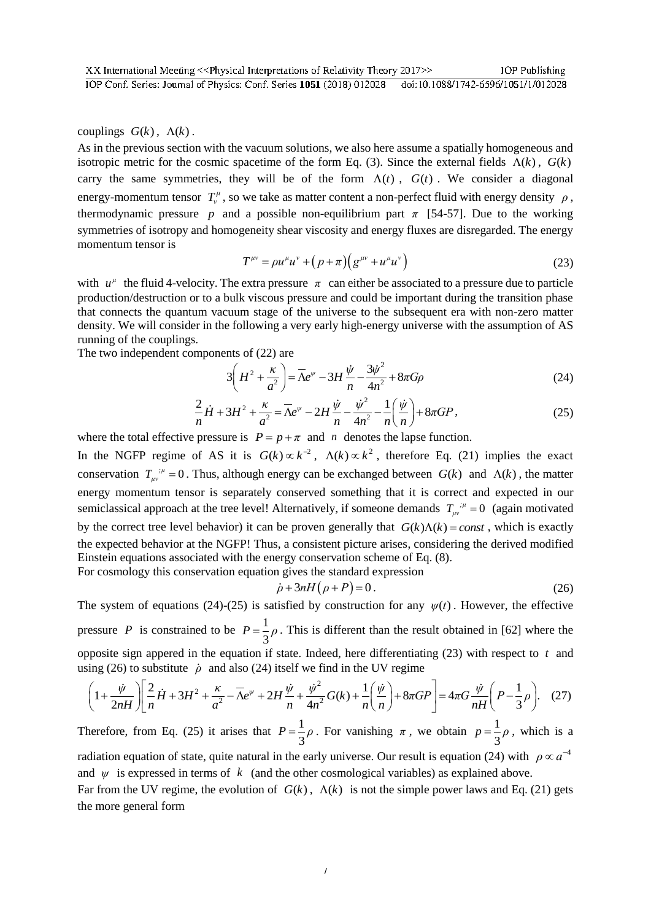couplings $G(k)$, $\Lambda(k)$.

As in the previous section with the vacuum solutions, we also here assume a spatially homogeneous and isotropic metric for the cosmic spacetime of the form Eq. (3). Since the external fields $\Lambda(k)$, $G(k)$ carry the same symmetries, they will be of the form $\Lambda(t)$, $G(t)$. We consider a diagonal energy-momentum tensor $T^{\mu}_{\nu}$, so we take as matter content a non-perfect fluid with energy density $\rho$, thermodynamic pressure $p$ and a possible non-equilibrium part $\pi$ [54-57]. Due to the working symmetries of isotropy and homogeneity shear viscosity and energy fluxes are disregarded. The energy momentum tensor is

$$T^{\mu\nu} = \rho u^{\mu} u^{\nu} + \left(p+\pi\right)\left(g^{\mu\nu} + u^{\mu} u^{\nu}\right) \tag{23}$$

with $u^{\mu}$ the fluid 4-velocity. The extra pressure $\pi$ can either be associated to a pressure due to particle production/destruction or to a bulk viscous pressure and could be important during the transition phase that connects the quantum vacuum stage of the universe to the subsequent era with non-zero matter density. We will consider in the following a very early high-energy universe with the assumption of AS running of the couplings.

The two independent components of (22) are

$$3\left(H^2 + \frac{\kappa}{a^2}\right) = \bar{\Lambda} e^{\psi} - 3H\frac{\dot{\psi}}{n} - \frac{3\dot{\psi}^2}{4n^2} + 8\pi G\rho \tag{24}$$

$$\frac{2}{n}\dot{H} + 3H^2 + \frac{\kappa}{a^2} = \bar{\Lambda} e^{\psi} - 2H\frac{\dot{\psi}}{n} - \frac{\dot{\psi}^2}{4n^2} - \frac{1}{n}\left(\frac{\dot{\psi}}{n}\right) + 8\pi G P, \tag{25}$$

where the total effective pressure is $P = p + \pi$ and $n$ denotes the lapse function.

In the NGFP regime of AS it is $G(k) \propto k^{-2}$, $\Lambda(k) \propto k^{2}$, therefore Eq. (21) implies the exact conservation $T_{\mu\nu}{}^{;\mu} = 0$. Thus, although energy can be exchanged between $G(k)$ and $\Lambda(k)$, the matter energy momentum tensor is separately conserved something that it is correct and expected in our semiclassical approach at the tree level! Alternatively, if someone demands $T_{\mu\nu}{}^{;\mu} = 0$ (again motivated by the correct tree level behavior) it can be proven generally that $G(k)\Lambda(k) = const$, which is exactly the expected behavior at the NGFP! Thus, a consistent picture arises, considering the derived modified Einstein equations associated with the energy conservation scheme of Eq. (8).

For cosmology this conservation equation gives the standard expression

$$\dot{\rho} + 3nH\left(\rho + P\right) = 0. \tag{26}$$

The system of equations (24)-(25) is satisfied by construction for any $\psi(t)$. However, the effective pressure $P$ is constrained to be $P = \frac{1}{3}\rho$. This is different than the result obtained in [62] where the opposite sign appered in the equation if state. Indeed, here differentiating (23) with respect to $t$ and using (26) to substitute $\dot{\rho}$ and also (24) itself we find in the UV regime

$$\left(1+\frac{\dot{\psi}}{2nH}\right)\left[\frac{2}{n}\dot{H} + 3H^2 + \frac{\kappa}{a^2} - \bar{\Lambda} e^{\psi} + 2H\frac{\dot{\psi}}{n} + \frac{\dot{\psi}^2}{4n^2}G(k) + \frac{1}{n}\left(\frac{\dot{\psi}}{n}\right) + 8\pi G P\right] = 4\pi G\frac{\dot{\psi}}{nH}\left(P - \frac{1}{3}\rho\right). \tag{27}$$

Therefore, from Eq. (25) it arises that $P = \frac{1}{3}\rho$. For vanishing $\pi$, we obtain $p = \frac{1}{3}\rho$, which is a radiation equation of state, quite natural in the early universe. Our result is equation (24) with $\rho \propto a^{-4}$ and $\psi$ is expressed in terms of $k$ (and the other cosmological variables) as explained above.

Far from the UV regime, the evolution of $G(k)$, $\Lambda(k)$ is not the simple power laws and Eq. (21) gets the more general form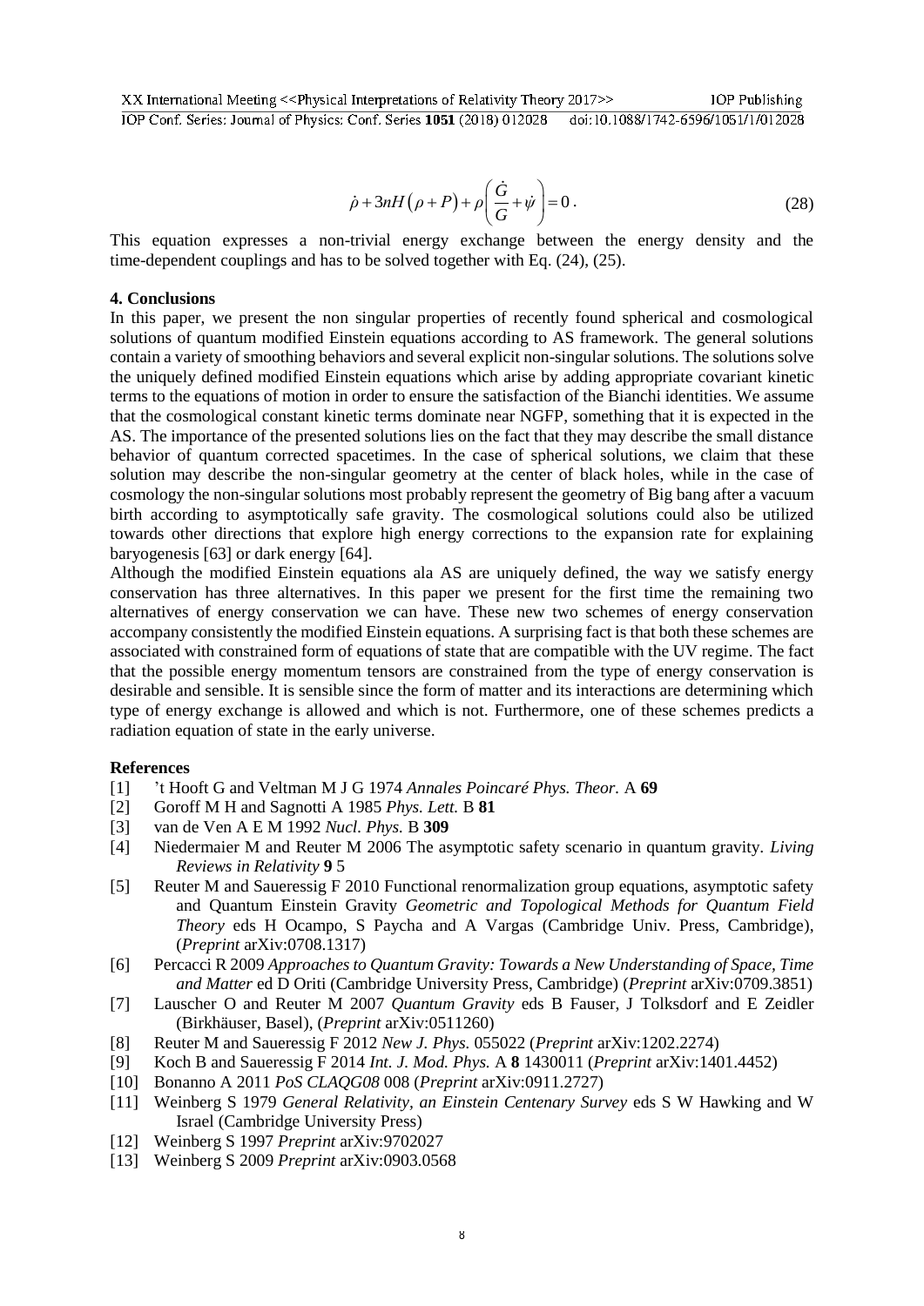$$\dot{\rho} + 3nH\left(\rho + P\right) + \rho\left(\frac{\dot{G}}{G} + \dot{\psi}\right) = 0\,. \tag{28}$$

This equation expresses a non-trivial energy exchange between the energy density and the time-dependent couplings and has to be solved together with Eq. (24), (25).

## 4. Conclusions

In this paper, we present the non singular properties of recently found spherical and cosmological solutions of quantum modified Einstein equations according to AS framework. The general solutions contain a variety of smoothing behaviors and several explicit non-singular solutions. The solutions solve the uniquely defined modified Einstein equations which arise by adding appropriate covariant kinetic terms to the equations of motion in order to ensure the satisfaction of the Bianchi identities. We assume that the cosmological constant kinetic terms dominate near NGFP, something that it is expected in the AS. The importance of the presented solutions lies on the fact that they may describe the small distance behavior of quantum corrected spacetimes. In the case of spherical solutions, we claim that these solution may describe the non-singular geometry at the center of black holes, while in the case of cosmology the non-singular solutions most probably represent the geometry of Big bang after a vacuum birth according to asymptotically safe gravity. The cosmological solutions could also be utilized towards other directions that explore high energy corrections to the expansion rate for explaining baryogenesis [63] or dark energy [64].

Although the modified Einstein equations ala AS are uniquely defined, the way we satisfy energy conservation has three alternatives. In this paper we present for the first time the remaining two alternatives of energy conservation we can have. These new two schemes of energy conservation accompany consistently the modified Einstein equations. A surprising fact is that both these schemes are associated with constrained form of equations of state that are compatible with the UV regime. The fact that the possible energy momentum tensors are constrained from the type of energy conservation is desirable and sensible. It is sensible since the form of matter and its interactions are determining which type of energy exchange is allowed and which is not. Furthermore, one of these schemes predicts a radiation equation of state in the early universe.

## References

[1] 't Hooft G and Veltman M J G 1974 *Annales Poincaré Phys. Theor.* A **69**
[2] Goroff M H and Sagnotti A 1985 *Phys. Lett.* B **81**
[3] van de Ven A E M 1992 *Nucl. Phys.* B **309**
[4] Niedermaier M and Reuter M 2006 The asymptotic safety scenario in quantum gravity. *Living Reviews in Relativity* **9** 5
[5] Reuter M and Saueressig F 2010 Functional renormalization group equations, asymptotic safety and Quantum Einstein Gravity *Geometric and Topological Methods for Quantum Field Theory* eds H Ocampo, S Paycha and A Vargas (Cambridge Univ. Press, Cambridge), (*Preprint* arXiv:0708.1317)
[6] Percacci R 2009 *Approaches to Quantum Gravity: Towards a New Understanding of Space, Time and Matter* ed D Oriti (Cambridge University Press, Cambridge) (*Preprint* arXiv:0709.3851)
[7] Lauscher O and Reuter M 2007 *Quantum Gravity* eds B Fauser, J Tolksdorf and E Zeidler (Birkhäuser, Basel), (*Preprint* arXiv:0511260)
[8] Reuter M and Saueressig F 2012 *New J. Phys.* 055022 (*Preprint* arXiv:1202.2274)
[9] Koch B and Saueressig F 2014 *Int. J. Mod. Phys.* A **8** 1430011 (*Preprint* arXiv:1401.4452)
[10] Bonanno A 2011 *PoS CLAQG08* 008 (*Preprint* arXiv:0911.2727)
[11] Weinberg S 1979 *General Relativity, an Einstein Centenary Survey* eds S W Hawking and W Israel (Cambridge University Press)
[12] Weinberg S 1997 *Preprint* arXiv:9702027
[13] Weinberg S 2009 *Preprint* arXiv:0903.0568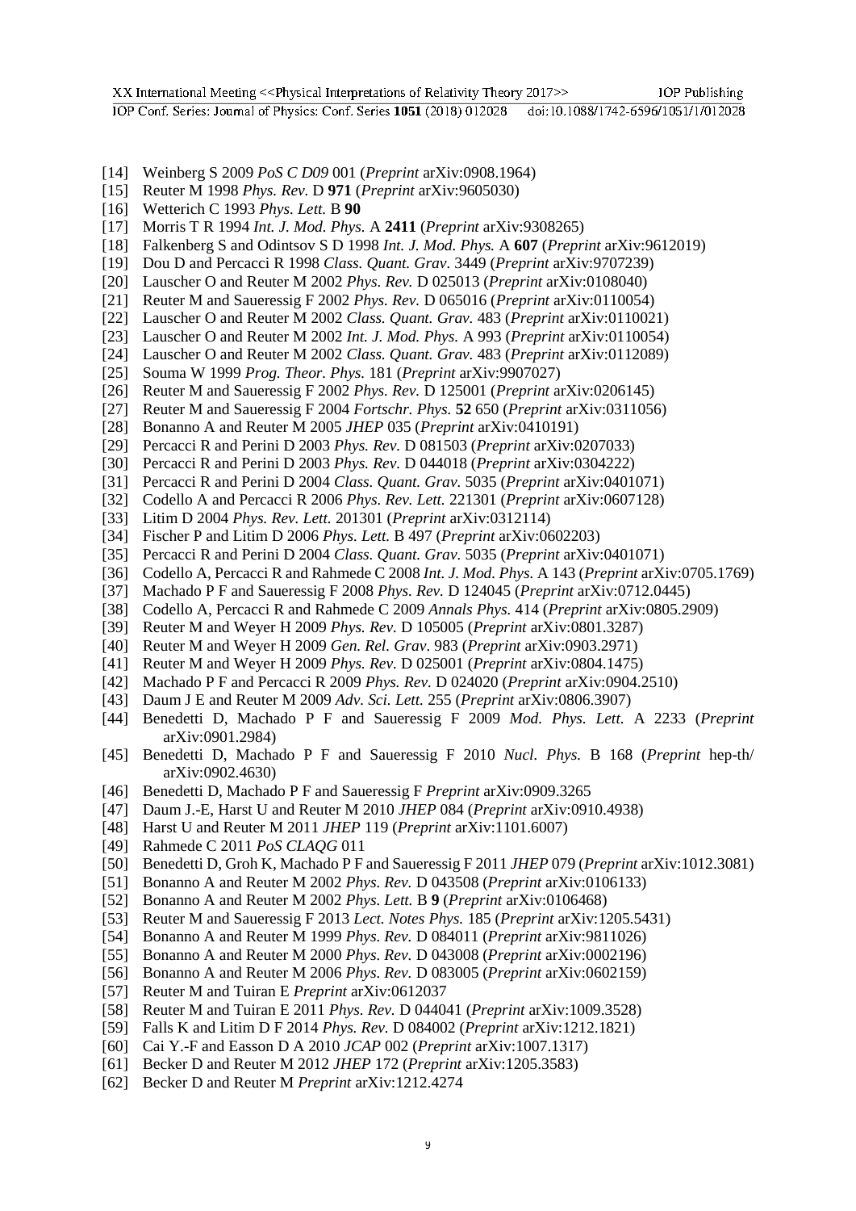[14] Weinberg S 2009 *PoS C D09* 001 (*Preprint* arXiv:0908.1964)
[15] Reuter M 1998 *Phys. Rev.* D **971** (*Preprint* arXiv:9605030)
[16] Wetterich C 1993 *Phys. Lett.* B **90**
[17] Morris T R 1994 *Int. J. Mod. Phys.* A **2411** (*Preprint* arXiv:9308265)
[18] Falkenberg S and Odintsov S D 1998 *Int. J. Mod. Phys.* A **607** (*Preprint* arXiv:9612019)
[19] Dou D and Percacci R 1998 *Class. Quant. Grav*. 3449 (*Preprint* arXiv:9707239)
[20] Lauscher O and Reuter M 2002 *Phys. Rev.* D 025013 (*Preprint* arXiv:0108040)
[21] Reuter M and Saueressig F 2002 *Phys. Rev.* D 065016 (*Preprint* arXiv:0110054)
[22] Lauscher O and Reuter M 2002 *Class. Quant. Grav.* 483 (*Preprint* arXiv:0110021)
[23] Lauscher O and Reuter M 2002 *Int. J. Mod. Phys.* A 993 (*Preprint* arXiv:0110054)
[24] Lauscher O and Reuter M 2002 *Class. Quant. Grav.* 483 (*Preprint* arXiv:0112089)
[25] Souma W 1999 *Prog. Theor. Phys.* 181 (*Preprint* arXiv:9907027)
[26] Reuter M and Saueressig F 2002 *Phys. Rev.* D 125001 (*Preprint* arXiv:0206145)
[27] Reuter M and Saueressig F 2004 *Fortschr. Phys.* **52** 650 (*Preprint* arXiv:0311056)
[28] Bonanno A and Reuter M 2005 *JHEP* 035 (*Preprint* arXiv:0410191)
[29] Percacci R and Perini D 2003 *Phys. Rev.* D 081503 (*Preprint* arXiv:0207033)
[30] Percacci R and Perini D 2003 *Phys. Rev.* D 044018 (*Preprint* arXiv:0304222)
[31] Percacci R and Perini D 2004 *Class. Quant. Grav*. 5035 (*Preprint* arXiv:0401071)
[32] Codello A and Percacci R 2006 *Phys. Rev. Lett.* 221301 (*Preprint* arXiv:0607128)
[33] Litim D 2004 *Phys. Rev. Lett.* 201301 (*Preprint* arXiv:0312114)
[34] Fischer P and Litim D 2006 *Phys. Lett.* B 497 (*Preprint* arXiv:0602203)
[35] Percacci R and Perini D 2004 *Class. Quant. Grav.* 5035 (*Preprint* arXiv:0401071)
[36] Codello A, Percacci R and Rahmede C 2008 *Int. J. Mod. Phys.* A 143 (*Preprint* arXiv:0705.1769)
[37] Machado P F and Saueressig F 2008 *Phys. Rev.* D 124045 (*Preprint* arXiv:0712.0445)
[38] Codello A, Percacci R and Rahmede C 2009 *Annals Phys.* 414 (*Preprint* arXiv:0805.2909)
[39] Reuter M and Weyer H 2009 *Phys. Rev.* D 105005 (*Preprint* arXiv:0801.3287)
[40] Reuter M and Weyer H 2009 *Gen. Rel. Grav*. 983 (*Preprint* arXiv:0903.2971)
[41] Reuter M and Weyer H 2009 *Phys. Rev.* D 025001 (*Preprint* arXiv:0804.1475)
[42] Machado P F and Percacci R 2009 *Phys. Rev.* D 024020 (*Preprint* arXiv:0904.2510)
[43] Daum J E and Reuter M 2009 *Adv. Sci. Lett.* 255 (*Preprint* arXiv:0806.3907)
[44] Benedetti D, Machado P F and Saueressig F 2009 *Mod. Phys. Lett.* A 2233 (*Preprint* arXiv:0901.2984)
[45] Benedetti D, Machado P F and Saueressig F 2010 *Nucl. Phys.* B 168 (*Preprint* hep-th/ arXiv:0902.4630)
[46] Benedetti D, Machado P F and Saueressig F *Preprint* arXiv:0909.3265
[47] Daum J.-E, Harst U and Reuter M 2010 *JHEP* 084 (*Preprint* arXiv:0910.4938)
[48] Harst U and Reuter M 2011 *JHEP* 119 (*Preprint* arXiv:1101.6007)
[49] Rahmede C 2011 *PoS CLAQG* 011
[50] Benedetti D, Groh K, Machado P F and Saueressig F 2011 *JHEP* 079 (*Preprint* arXiv:1012.3081)
[51] Bonanno A and Reuter M 2002 *Phys. Rev.* D 043508 (*Preprint* arXiv:0106133)
[52] Bonanno A and Reuter M 2002 *Phys. Lett.* B **9** (*Preprint* arXiv:0106468)
[53] Reuter M and Saueressig F 2013 *Lect. Notes Phys.* 185 (*Preprint* arXiv:1205.5431)
[54] Bonanno A and Reuter M 1999 *Phys. Rev.* D 084011 (*Preprint* arXiv:9811026)
[55] Bonanno A and Reuter M 2000 *Phys. Rev.* D 043008 (*Preprint* arXiv:0002196)
[56] Bonanno A and Reuter M 2006 *Phys. Rev.* D 083005 (*Preprint* arXiv:0602159)
[57] Reuter M and Tuiran E *Preprint* arXiv:0612037
[58] Reuter M and Tuiran E 2011 *Phys. Rev.* D 044041 (*Preprint* arXiv:1009.3528)
[59] Falls K and Litim D F 2014 *Phys. Rev.* D 084002 (*Preprint* arXiv:1212.1821)
[60] Cai Y.-F and Easson D A 2010 *JCAP* 002 (*Preprint* arXiv:1007.1317)
[61] Becker D and Reuter M 2012 *JHEP* 172 (*Preprint* arXiv:1205.3583)
[62] Becker D and Reuter M *Preprint* arXiv:1212.4274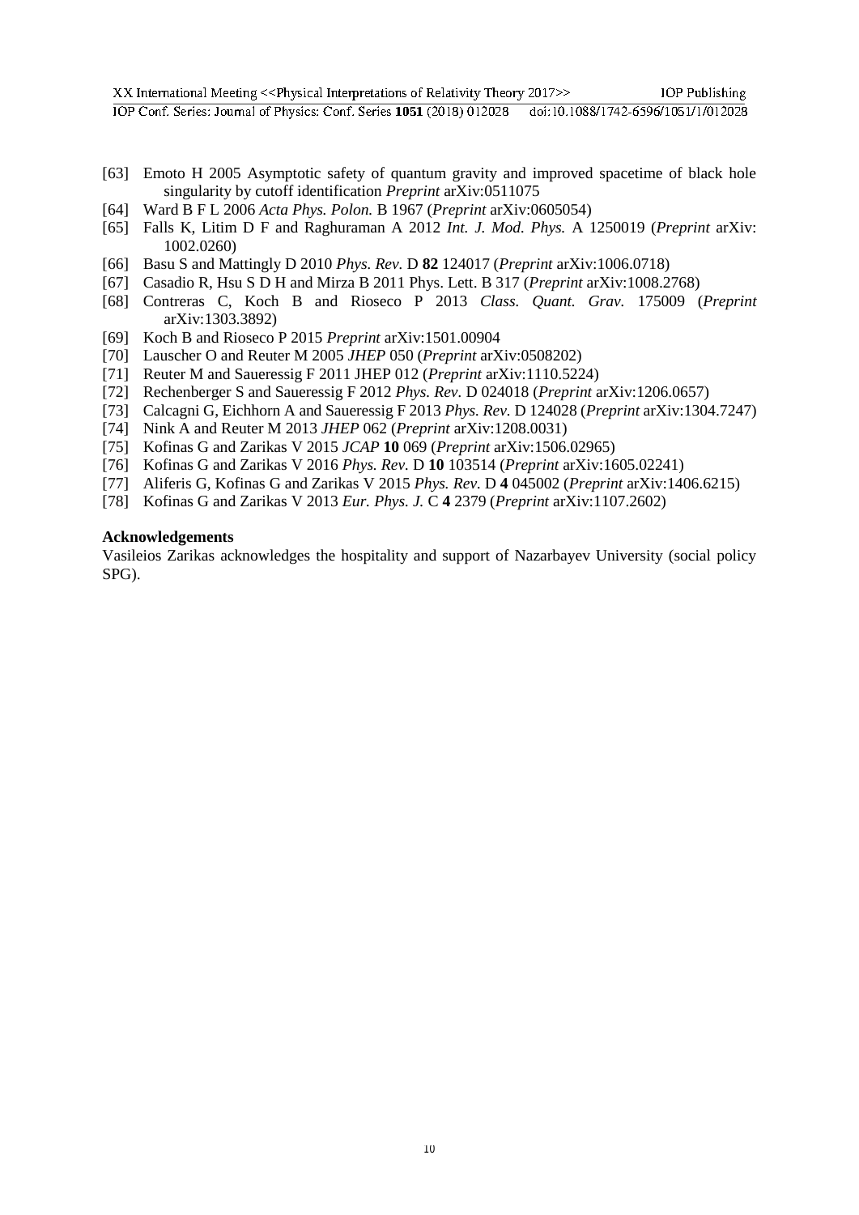[63] Emoto H 2005 Asymptotic safety of quantum gravity and improved spacetime of black hole singularity by cutoff identification *Preprint* arXiv:0511075

[64] Ward B F L 2006 *Acta Phys. Polon.* B 1967 (*Preprint* arXiv:0605054)

[65] Falls K, Litim D F and Raghuraman A 2012 *Int. J. Mod. Phys.* A 1250019 (*Preprint* arXiv: 1002.0260)

[66] Basu S and Mattingly D 2010 *Phys. Rev.* D **82** 124017 (*Preprint* arXiv:1006.0718)

[67] Casadio R, Hsu S D H and Mirza B 2011 Phys. Lett. B 317 (*Preprint* arXiv:1008.2768)

[68] Contreras C, Koch B and Rioseco P 2013 *Class. Quant. Grav.* 175009 (*Preprint* arXiv:1303.3892)

[69] Koch B and Rioseco P 2015 *Preprint* arXiv:1501.00904

[70] Lauscher O and Reuter M 2005 *JHEP* 050 (*Preprint* arXiv:0508202)

[71] Reuter M and Saueressig F 2011 JHEP 012 (*Preprint* arXiv:1110.5224)

[72] Rechenberger S and Saueressig F 2012 *Phys. Rev.* D 024018 (*Preprint* arXiv:1206.0657)

[73] Calcagni G, Eichhorn A and Saueressig F 2013 *Phys. Rev.* D 124028 (*Preprint* arXiv:1304.7247)

[74] Nink A and Reuter M 2013 *JHEP* 062 (*Preprint* arXiv:1208.0031)

[75] Kofinas G and Zarikas V 2015 *JCAP* **10** 069 (*Preprint* arXiv:1506.02965)

[76] Kofinas G and Zarikas V 2016 *Phys. Rev.* D **10** 103514 (*Preprint* arXiv:1605.02241)

[77] Aliferis G, Kofinas G and Zarikas V 2015 *Phys. Rev.* D **4** 045002 (*Preprint* arXiv:1406.6215)

[78] Kofinas G and Zarikas V 2013 *Eur. Phys. J.* C **4** 2379 (*Preprint* arXiv:1107.2602)

**Acknowledgements**

Vasileios Zarikas acknowledges the hospitality and support of Nazarbayev University (social policy SPG).